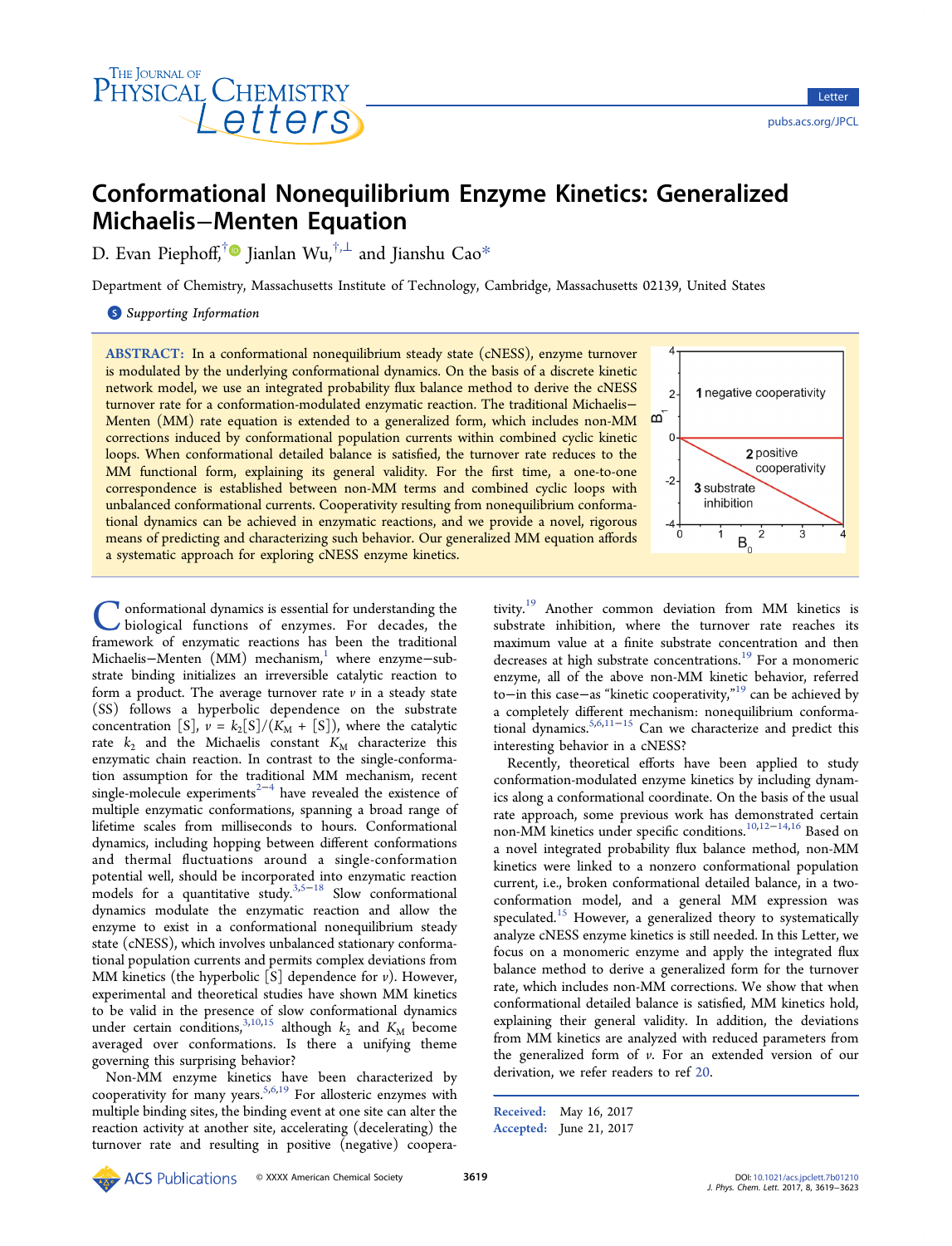# Conformational Nonequilibrium Enzyme Kinetics: Generalized Michaelis–Menten Equation

D. Evan Piephoff,[†] Jianlan Wu,[†,⊥] and Jianshu Cao[*]

Department of Chemistry, Massachusetts Institute of Technology, Cambridge, Massachusetts 02139, United States

Supporting Information

**ABSTRACT:** In a conformational nonequilibrium steady state (cNESS), enzyme turnover is modulated by the underlying conformational dynamics. On the basis of a discrete kinetic network model, we use an integrated probability flux balance method to derive the cNESS turnover rate for a conformation-modulated enzymatic reaction. The traditional Michaelis–Menten (MM) rate equation is extended to a generalized form, which includes non-MM corrections induced by conformational population currents within combined cyclic kinetic loops. When conformational detailed balance is satisfied, the turnover rate reduces to the MM functional form, explaining its general validity. For the first time, a one-to-one correspondence is established between non-MM terms and combined cyclic loops with unbalanced conformational currents. Cooperativity resulting from nonequilibrium conformational dynamics can be achieved in enzymatic reactions, and we provide a novel, rigorous means of predicting and characterizing such behavior. Our generalized MM equation affords a systematic approach for exploring cNESS enzyme kinetics.

Conformational dynamics is essential for understanding the biological functions of enzymes. For decades, the framework of enzymatic reactions has been the traditional Michaelis–Menten (MM) mechanism,[1] where enzyme–substrate binding initializes an irreversible catalytic reaction to form a product. The average turnover rate $v$ in a steady state (SS) follows a hyperbolic dependence on the substrate concentration $[S]$, $v = k_2[S]/(K_M + [S])$, where the catalytic rate $k_2$ and the Michaelis constant $K_M$ characterize this enzymatic chain reaction. In contrast to the single-conformation assumption for the traditional MM mechanism, recent single-molecule experiments[2−4] have revealed the existence of multiple enzymatic conformations, spanning a broad range of lifetime scales from milliseconds to hours. Conformational dynamics, including hopping between different conformations and thermal fluctuations around a single-conformation potential well, should be incorporated into enzymatic reaction models for a quantitative study.[3,5−18] Slow conformational dynamics modulate the enzymatic reaction and allow the enzyme to exist in a conformational nonequilibrium steady state (cNESS), which involves unbalanced stationary conformational population currents and permits complex deviations from MM kinetics (the hyperbolic $[S]$ dependence for $v$). However, experimental and theoretical studies have shown MM kinetics to be valid in the presence of slow conformational dynamics under certain conditions,[3,10,15] although $k_2$ and $K_M$ become averaged over conformations. Is there a unifying theme governing this surprising behavior?

Non-MM enzyme kinetics have been characterized by cooperativity for many years.[5,6,19] For allosteric enzymes with multiple binding sites, the binding event at one site can alter the reaction activity at another site, accelerating (decelerating) the turnover rate and resulting in positive (negative) cooperativity.[19] Another common deviation from MM kinetics is substrate inhibition, where the turnover rate reaches its maximum value at a finite substrate concentration and then decreases at high substrate concentrations.[19] For a monomeric enzyme, all of the above non-MM kinetic behavior, referred to—in this case—as "kinetic cooperativity,"[19] can be achieved by a completely different mechanism: nonequilibrium conformational dynamics.[5,6,11−15] Can we characterize and predict this interesting behavior in a cNESS?

Recently, theoretical efforts have been applied to study conformation-modulated enzyme kinetics by including dynamics along a conformational coordinate. On the basis of the usual rate approach, some previous work has demonstrated certain non-MM kinetics under specific conditions.[10,12−14,16] Based on a novel integrated probability flux balance method, non-MM kinetics were linked to a nonzero conformational population current, i.e., broken conformational detailed balance, in a two-conformation model, and a general MM expression was speculated.[15] However, a generalized theory to systematically analyze cNESS enzyme kinetics is still needed. In this Letter, we focus on a monomeric enzyme and apply the integrated flux balance method to derive a generalized form for the turnover rate, which includes non-MM corrections. We show that when conformational detailed balance is satisfied, MM kinetics hold, explaining their general validity. In addition, the deviations from MM kinetics are analyzed with reduced parameters from the generalized form of $v$. For an extended version of our derivation, we refer readers to ref 20.

Received: May 16, 2017
Accepted: June 21, 2017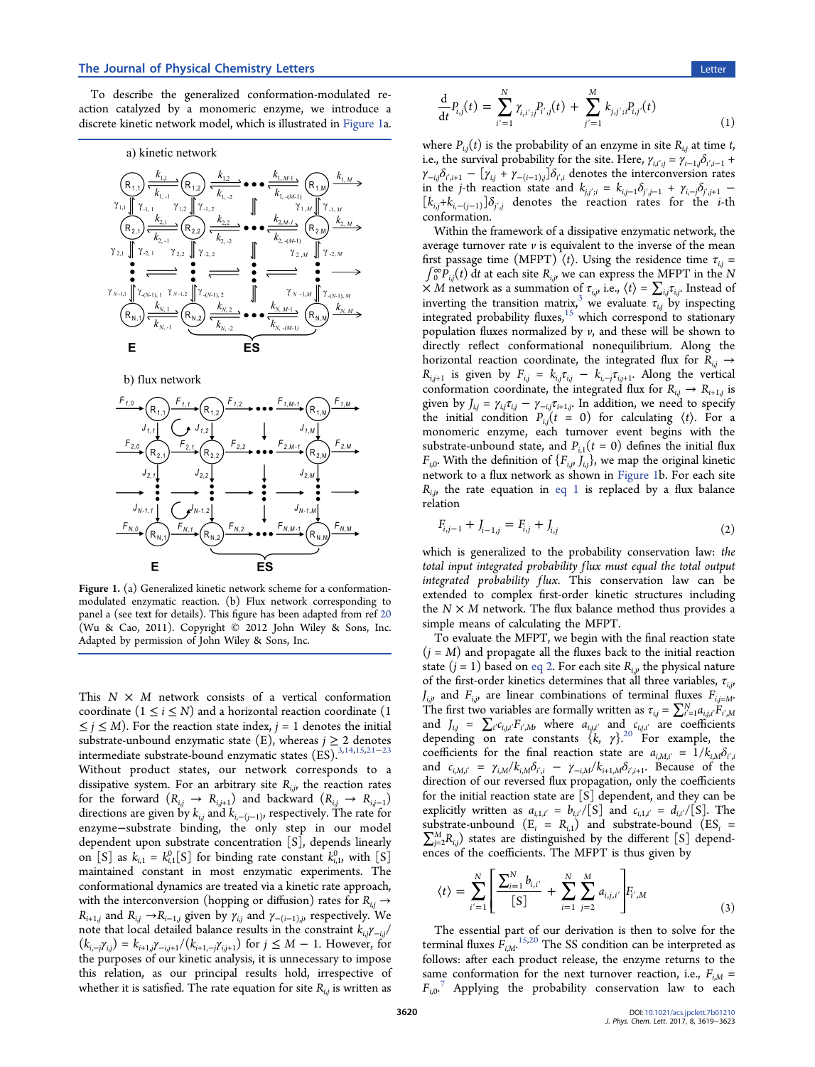To describe the generalized conformation-modulated reaction catalyzed by a monomeric enzyme, we introduce a discrete kinetic network model, which is illustrated in Figure 1a.

Figure 1. (a) Generalized kinetic network scheme for a conformation-modulated enzymatic reaction. (b) Flux network corresponding to panel a (see text for details). This figure has been adapted from ref 20 (Wu & Cao, 2011). Copyright © 2012 John Wiley & Sons, Inc. Adapted by permission of John Wiley & Sons, Inc.

This $N \times M$ network consists of a vertical conformation coordinate ($1 \leq i \leq N$) and a horizontal reaction coordinate ($1 \leq j \leq M$). For the reaction state index, $j = 1$ denotes the initial substrate-unbound enzymatic state (E), whereas $j \geq 2$ denotes intermediate substrate-bound enzymatic states (ES).[3,14,15,21−23] Without product states, our network corresponds to a dissipative system. For an arbitrary site $R_{i,j}$, the reaction rates for the forward ($R_{i,j} \to R_{i,j+1}$) and backward ($R_{i,j} \to R_{i,j-1}$) directions are given by $k_{i,j}$ and $k_{i,-(j-1)}$, respectively. The rate for enzyme−substrate binding, the only step in our model dependent upon substrate concentration [S], depends linearly on [S] as $k_{i,1} = k^0_{i,1}[S]$ for binding rate constant $k^0_{i,1}$, with [S] maintained constant in most enzymatic experiments. The conformational dynamics are treated via a kinetic rate approach, with the interconversion (hopping or diffusion) rates for $R_{i,j} \to R_{i+1,j}$ and $R_{i,j} \to R_{i-1,j}$ given by $\gamma_{i,j}$ and $\gamma_{-(i-1),j}$, respectively. We note that local detailed balance results in the constraint $k_{i,j}\gamma_{-i,j}/(k_{i,-j}\gamma_{i,j}) = k_{i+1,j}\gamma_{-i,j+1}/(k_{i+1,-j}\gamma_{i,j+1})$ for $j \leq M - 1$. However, for the purposes of our kinetic analysis, it is unnecessary to impose this relation, as our principal results hold, irrespective of whether it is satisfied. The rate equation for site $R_{i,j}$ is written as

$$\frac{d}{dt}P_{i,j}(t) = \sum_{i'=1}^{N} \gamma_{i,i';j}P_{i',j}(t) + \sum_{j'=1}^{M} k_{j,j';i}P_{i,j'}(t) \tag{1}$$

where $P_{i,j}(t)$ is the probability of an enzyme in site $R_{i,j}$ at time $t$, i.e., the survival probability for the site. Here, $\gamma_{i,i';j} = \gamma_{i-1,j}\delta_{i',i-1} + \gamma_{-i,j}\delta_{i',i+1} - [\gamma_{i,j} + \gamma_{-(i-1),j}]\delta_{i',i}$ denotes the interconversion rates in the $j$-th reaction state and $k_{j,j';i} = k_{i,j-1}\delta_{j',j-1} + \gamma_{i,-j}\delta_{j',j+1} - [k_{i,j}+k_{i,-(j-1)}]\delta_{j',j}$ denotes the reaction rates for the $i$-th conformation.

Within the framework of a dissipative enzymatic network, the average turnover rate $v$ is equivalent to the inverse of the mean first passage time (MFPT) $\langle t \rangle$. Using the residence time $\tau_{i,j} = \int_0^\infty P_{i,j}(t)\, dt$ at each site $R_{i,j}$, we can express the MFPT in the $N \times M$ network as a summation of $\tau_{i,j}$, i.e., $\langle t \rangle = \sum_{i,j}\tau_{i,j}$. Instead of inverting the transition matrix,[3] we evaluate $\tau_{i,j}$ by inspecting integrated probability fluxes,[15] which correspond to stationary population fluxes normalized by $v$, and these will be shown to directly reflect conformational nonequilibrium. Along the horizontal reaction coordinate, the integrated flux for $R_{i,j} \to R_{i,j+1}$ is given by $F_{i,j} = k_{i,j}\tau_{i,j} - k_{i,-j}\tau_{i,j+1}$. Along the vertical conformation coordinate, the integrated flux for $R_{i,j} \to R_{i+1,j}$ is given by $J_{i,j} = \gamma_{i,j}\tau_{i,j} - \gamma_{-i,j}\tau_{i+1,j}$. In addition, we need to specify the initial condition $P_{i,j}(t = 0)$ for calculating $\langle t \rangle$. For a monomeric enzyme, each turnover event begins with the substrate-unbound state, and $P_{i,1}(t = 0)$ defines the initial flux $F_{i,0}$. With the definition of $\{F_{i,j}, J_{i,j}\}$, we map the original kinetic network to a flux network as shown in Figure 1b. For each site $R_{i,j}$, the rate equation in eq 1 is replaced by a flux balance relation

$$F_{i,j-1} + J_{i-1,j} = F_{i,j} + J_{i,j} \tag{2}$$

which is generalized to the probability conservation law: *the total input integrated probability flux must equal the total output integrated probability flux*. This conservation law can be extended to complex first-order kinetic structures including the $N \times M$ network. The flux balance method thus provides a simple means of calculating the MFPT.

To evaluate the MFPT, we begin with the final reaction state ($j = M$) and propagate all the fluxes back to the initial reaction state ($j = 1$) based on eq 2. For each site $R_{i,j}$, the physical nature of the first-order kinetics determines that all three variables, $\tau_{i,j}$, $J_{i,j}$, and $F_{i,j}$, are linear combinations of terminal fluxes $F_{i,j=M}$. The first two variables are formally written as $\tau_{i,j} = \sum_{i'=1}^{N} a_{i,j,i'}F_{i',M}$ and $J_{i,j} = \sum_{i'} c_{i,j,i'}F_{i',M}$, where $a_{i,j,i'}$ and $c_{i,j,i'}$ are coefficients depending on rate constants $\{k, \gamma\}$.[20] For example, the coefficients for the final reaction state are $a_{i,M,i'} = 1/k_{i,M}\delta_{i',i}$ and $c_{i,M,i'} = \gamma_{i,M}/k_{i,M}\delta_{i',i} - \gamma_{-i,M}/k_{i+1,M}\delta_{i',i+1}$. Because of the direction of our reversed flux propagation, only the coefficients for the initial reaction state are [S] dependent, and they can be explicitly written as $a_{i,1,i'} = b_{i,i'}/[S]$ and $c_{i,1,i'} = d_{i,i'}/[S]$. The substrate-unbound ($E_i = R_{i,1}$) and substrate-bound ($ES_i = \sum_{j=2}^{M} R_{i,j}$) states are distinguished by the different [S] dependences of the coefficients. The MFPT is thus given by

$$\langle t \rangle = \sum_{i'=1}^{N} \left[ \frac{\sum_{i=1}^{N} b_{i,i'}}{[S]} + \sum_{i=1}^{N}\sum_{j=2}^{M} a_{i,j,i'} \right] F_{i',M} \tag{3}$$

The essential part of our derivation is then to solve for the terminal fluxes $F_{i,M}$.[15,20] The SS condition can be interpreted as follows: after each product release, the enzyme returns to the same conformation for the next turnover reaction, i.e., $F_{i,M} = F_{i,0}$.[7] Applying the probability conservation law to each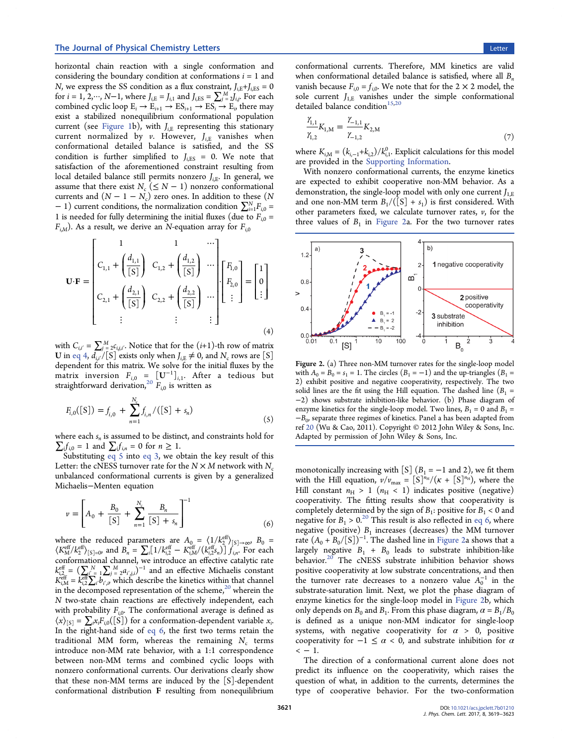horizontal chain reaction with a single conformation and considering the boundary condition at conformations $i = 1$ and $N$, we express the SS condition as a flux constraint, $J_{i,E} + J_{i,ES} = 0$ for $i = 1, 2, \cdots, N-1$, where $J_{i,E} = J_{i,1}$ and $J_{i,ES} = \sum_{j=2}^{M} J_{i,j}$. For each combined cyclic loop $E_i \to E_{i+1} \to ES_{i+1} \to ES_i \to E_i$, there may exist a stabilized nonequilibrium conformational population current (see Figure 1b), with $J_{i,E}$ representing this stationary current normalized by $v$. However, $J_{i,E}$ vanishes when conformational detailed balance is satisfied, and the SS condition is further simplified to $J_{i,ES} = 0$. We note that satisfaction of the aforementioned constraint resulting from local detailed balance still permits nonzero $J_{i,E}$. In general, we assume that there exist $N_c$ ($\leq N - 1$) nonzero conformational currents and $(N - 1 - N_c)$ zero ones. In addition to these $(N - 1)$ current conditions, the normalization condition $\sum_{i=1}^{N} F_{i,0} = 1$ is needed for fully determining the initial fluxes (due to $F_{i,0} = F_{i,M}$). As a result, we derive an $N$-equation array for $F_{i,0}$

$$\mathbf{U}\cdot\mathbf{F} = \begin{bmatrix} 1 & 1 & \cdots \\ C_{1,1} + \left(\dfrac{d_{1,1}}{[S]}\right) & C_{1,2} + \left(\dfrac{d_{1,2}}{[S]}\right) & \cdots \\ C_{2,1} + \left(\dfrac{d_{2,1}}{[S]}\right) & C_{2,2} + \left(\dfrac{d_{2,2}}{[S]}\right) & \cdots \\ \vdots & \vdots & \vdots \end{bmatrix} \cdot \begin{bmatrix} F_{1,0} \\ F_{2,0} \\ \vdots \end{bmatrix} = \begin{bmatrix} 1 \\ 0 \\ \vdots \end{bmatrix} \tag{4}$$

with $C_{i,i'} = \sum_{j=2}^{M} c_{i,j,i'}$. Notice that for the $(i+1)$-th row of matrix $\mathbf{U}$ in eq 4, $d_{i,i'}/[S]$ exists only when $J_{i,E} \neq 0$, and $N_c$ rows are [S] dependent for this matrix. We solve for the initial fluxes by the matrix inversion $F_{i,0} = [\mathbf{U}^{-1}]_{i,1}$. After a tedious but straightforward derivation,[20] $F_{i,0}$ is written as

$$F_{i,0}([S]) = f_{i,0} + \sum_{n=1}^{N_c} f_{i,n}/([S] + s_n) \tag{5}$$

where each $s_n$ is assumed to be distinct, and constraints hold for $\sum_i f_{i,0} = 1$ and $\sum_i f_{i,n} = 0$ for $n \geq 1$.

Substituting eq 5 into eq 3, we obtain the key result of this Letter: the cNESS turnover rate for the $N \times M$ network with $N_c$ unbalanced conformational currents is given by a generalized Michaelis–Menten equation

$$v = \left[A_0 + \frac{B_0}{[S]} + \sum_{n=1}^{N_c} \frac{B_n}{[S] + s_n}\right]^{-1} \tag{6}$$

where the reduced parameters are $A_0 = \langle 1/k_2^{\text{eff}} \rangle_{[S]\to\infty}$, $B_0 = \langle K_M^{\text{eff}}/k_2^{\text{eff}} \rangle_{[S]=0}$, and $B_n = \sum_i [1/k_{i,2}^{\text{eff}} - K_{i,M}^{\text{eff}}/(k_{i,2}^{\text{eff}} s_n)] f_{i,n}$. For each conformational channel, we introduce an effective catalytic rate $k_{i,2}^{\text{eff}} = (\sum_{i'=1}^{N} \sum_{j=2}^{M} a_{i',j,i})^{-1}$ and an effective Michaelis constant $K_{i,M}^{\text{eff}} = k_{i,2}^{\text{eff}} \sum_{i'} b_{i',i}$, which describe the kinetics within that channel in the decomposed representation of the scheme,[20] wherein the $N$ two-state chain reactions are effectively independent, each with probability $F_{i,0}$. The conformational average is defined as $\langle x \rangle_{[S]} = \sum_i x_i F_{i,0}([S])$ for a conformation-dependent variable $x_i$. In the right-hand side of eq 6, the first two terms retain the traditional MM form, whereas the remaining $N_c$ terms introduce non-MM rate behavior, with a 1:1 correspondence between non-MM terms and combined cyclic loops with nonzero conformational currents. Our derivations clearly show that these non-MM terms are induced by the [S]-dependent conformational distribution $\mathbf{F}$ resulting from nonequilibrium conformational currents. Therefore, MM kinetics are valid when conformational detailed balance is satisfied, where all $B_n$ vanish because $F_{i,0} = f_{i,0}$. We note that for the $2 \times 2$ model, the sole current $J_{1,E}$ vanishes under the simple conformational detailed balance condition[15,20]

$$\frac{\gamma_{1,1}}{\gamma_{1,2}} K_{1,M} = \frac{\gamma_{-1,1}}{\gamma_{-1,2}} K_{2,M} \tag{7}$$

where $K_{i,M} = (k_{i,-1} + k_{i,2})/k_{i,1}^0$. Explicit calculations for this model are provided in the Supporting Information.

With nonzero conformational currents, the enzyme kinetics are expected to exhibit cooperative non-MM behavior. As a demonstration, the single-loop model with only one current $J_{1,E}$ and one non-MM term $B_1/([S] + s_1)$ is first considered. With other parameters fixed, we calculate turnover rates, $v$, for the three values of $B_1$ in Figure 2a. For the two turnover rates monotonically increasing with [S] ($B_1 = -1$ and 2), we fit them with the Hill equation, $v/v_{\max} = [S]^{n_H}/(\kappa + [S]^{n_H})$, where the Hill constant $n_H > 1$ ($n_H < 1$) indicates positive (negative) cooperativity. The fitting results show that cooperativity is completely determined by the sign of $B_1$: positive for $B_1 < 0$ and negative for $B_1 > 0$.[20] This result is also reflected in eq 6, where negative (positive) $B_1$ increases (decreases) the MM turnover rate $(A_0 + B_0/[S])^{-1}$. The dashed line in Figure 2a shows that a largely negative $B_1 + B_0$ leads to substrate inhibition-like behavior.[20] The cNESS substrate inhibition behavior shows positive cooperativity at low substrate concentrations, and then the turnover rate decreases to a nonzero value $A_0^{-1}$ in the substrate-saturation limit. Next, we plot the phase diagram of enzyme kinetics for the single-loop model in Figure 2b, which only depends on $B_0$ and $B_1$. From this phase diagram, $\alpha = B_1/B_0$ is defined as a unique non-MM indicator for single-loop systems, with negative cooperativity for $\alpha > 0$, positive cooperativity for $-1 \leq \alpha < 0$, and substrate inhibition for $\alpha < -1$.

Figure 2. (a) Three non-MM turnover rates for the single-loop model with $A_0 = B_0 = s_1 = 1$. The circles ($B_1 = -1$) and the up-triangles ($B_1 = 2$) exhibit positive and negative cooperativity, respectively. The two solid lines are the fit using the Hill equation. The dashed line ($B_1 = -2$) shows substrate inhibition-like behavior. (b) Phase diagram of enzyme kinetics for the single-loop model. Two lines, $B_1 = 0$ and $B_1 = -B_0$, separate three regimes of kinetics. Panel a has been adapted from ref 20 (Wu & Cao, 2011). Copyright © 2012 John Wiley & Sons, Inc. Adapted by permission of John Wiley & Sons, Inc.

The direction of a conformational current alone does not predict its influence on the cooperativity, which raises the question of what, in addition to the currents, determines the type of cooperative behavior. For the two-conformation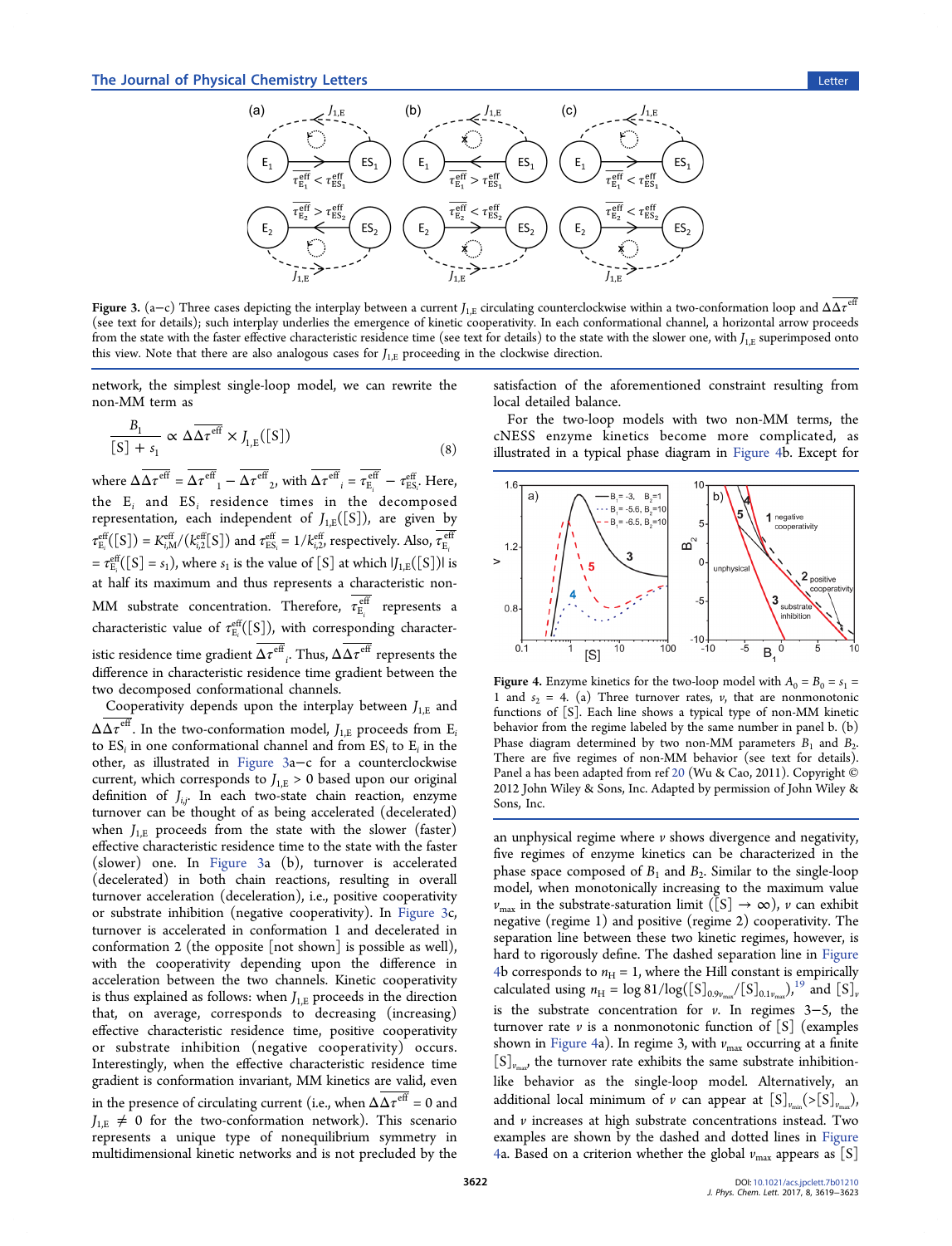Figure 3. (a−c) Three cases depicting the interplay between a current $J_{1,E}$ circulating counterclockwise within a two-conformation loop and $\Delta\overline{\Delta\tau^{\rm eff}}$ (see text for details); such interplay underlies the emergence of kinetic cooperativity. In each conformational channel, a horizontal arrow proceeds from the state with the faster effective characteristic residence time (see text for details) to the state with the slower one, with $J_{1,E}$ superimposed onto this view. Note that there are also analogous cases for $J_{1,E}$ proceeding in the clockwise direction.

network, the simplest single-loop model, we can rewrite the non-MM term as

$$\frac{B_1}{[S] + s_1} \propto \Delta\overline{\Delta\tau^{\rm eff}} \times J_{1,E}([S]) \tag{8}$$

where $\Delta\overline{\Delta\tau^{\rm eff}} = \overline{\Delta\tau^{\rm eff}}_1 - \overline{\Delta\tau^{\rm eff}}_2$, with $\overline{\Delta\tau^{\rm eff}}_i = \overline{\tau^{\rm eff}_{E_i}} - \tau^{\rm eff}_{ES_i}$. Here, the $E_i$ and $ES_i$ residence times in the decomposed representation, each independent of $J_{1,E}([S])$, are given by $\tau^{\rm eff}_{E_i}([S]) = K^{\rm eff}_{i,M}/(k^{\rm eff}_{i,2}[S])$ and $\tau^{\rm eff}_{ES_i} = 1/k^{\rm eff}_{i,2}$, respectively. Also, $\overline{\tau^{\rm eff}_{E_i}} = \tau^{\rm eff}_{E_i}([S] = s_1)$, where $s_1$ is the value of $[S]$ at which $|J_{1,E}([S])|$ is at half its maximum and thus represents a characteristic non-MM substrate concentration. Therefore, $\overline{\tau^{\rm eff}_{E_i}}$ represents a characteristic value of $\tau^{\rm eff}_{E_i}([S])$, with corresponding characteristic residence time gradient $\overline{\Delta\tau^{\rm eff}}_i$. Thus, $\Delta\overline{\Delta\tau^{\rm eff}}$ represents the difference in characteristic residence time gradient between the two decomposed conformational channels.

Cooperativity depends upon the interplay between $J_{1,E}$ and $\Delta\overline{\Delta\tau^{\rm eff}}$. In the two-conformation model, $J_{1,E}$ proceeds from $E_i$ to $ES_i$ in one conformational channel and from $ES_i$ to $E_i$ in the other, as illustrated in Figure 3a−c for a counterclockwise current, which corresponds to $J_{1,E} > 0$ based upon our original definition of $J_{i,j}$. In each two-state chain reaction, enzyme turnover can be thought of as being accelerated (decelerated) when $J_{1,E}$ proceeds from the state with the slower (faster) effective characteristic residence time to the state with the faster (slower) one. In Figure 3a (b), turnover is accelerated (decelerated) in both chain reactions, resulting in overall turnover acceleration (deceleration), i.e., positive cooperativity or substrate inhibition (negative cooperativity). In Figure 3c, turnover is accelerated in conformation 1 and decelerated in conformation 2 (the opposite [not shown] is possible as well), with the cooperativity depending upon the difference in acceleration between the two channels. Kinetic cooperativity is thus explained as follows: when $J_{1,E}$ proceeds in the direction that, on average, corresponds to decreasing (increasing) effective characteristic residence time, positive cooperativity or substrate inhibition (negative cooperativity) occurs. Interestingly, when the effective characteristic residence time gradient is conformation invariant, MM kinetics are valid, even in the presence of circulating current (i.e., when $\Delta\overline{\Delta\tau^{\rm eff}} = 0$ and $J_{1,E} \neq 0$ for the two-conformation network). This scenario represents a unique type of nonequilibrium symmetry in multidimensional kinetic networks and is not precluded by the satisfaction of the aforementioned constraint resulting from local detailed balance.

For the two-loop models with two non-MM terms, the cNESS enzyme kinetics become more complicated, as illustrated in a typical phase diagram in Figure 4b. Except for an unphysical regime where $v$ shows divergence and negativity, five regimes of enzyme kinetics can be characterized in the phase space composed of $B_1$ and $B_2$. Similar to the single-loop model, when monotonically increasing to the maximum value $v_{\max}$ in the substrate-saturation limit ($[S] \to \infty$), $v$ can exhibit negative (regime 1) and positive (regime 2) cooperativity. The separation line between these two kinetic regimes, however, is hard to rigorously define. The dashed separation line in Figure 4b corresponds to $n_H = 1$, where the Hill constant is empirically calculated using $n_H = \log 81/\log([S]_{0.9v_{\max}}/[S]_{0.1v_{\max}})$,[19] and $[S]_v$ is the substrate concentration for $v$. In regimes 3−5, the turnover rate $v$ is a nonmonotonic function of $[S]$ (examples shown in Figure 4a). In regime 3, with $v_{\max}$ occurring at a finite $[S]_{v_{\max}}$, the turnover rate exhibits the same substrate inhibition-like behavior as the single-loop model. Alternatively, an additional local minimum of $v$ can appear at $[S]_{v_{\min}} (> [S]_{v_{\max}})$, and $v$ increases at high substrate concentrations instead. Two examples are shown by the dashed and dotted lines in Figure 4a. Based on a criterion whether the global $v_{\max}$ appears as $[S]$

Figure 4. Enzyme kinetics for the two-loop model with $A_0 = B_0 = s_1 = 1$ and $s_2 = 4$. (a) Three turnover rates, $v$, that are nonmonotonic functions of $[S]$. Each line shows a typical type of non-MM kinetic behavior from the regime labeled by the same number in panel b. (b) Phase diagram determined by two non-MM parameters $B_1$ and $B_2$. There are five regimes of non-MM behavior (see text for details). Panel a has been adapted from ref 20 (Wu & Cao, 2011). Copyright © 2012 John Wiley & Sons, Inc. Adapted by permission of John Wiley & Sons, Inc.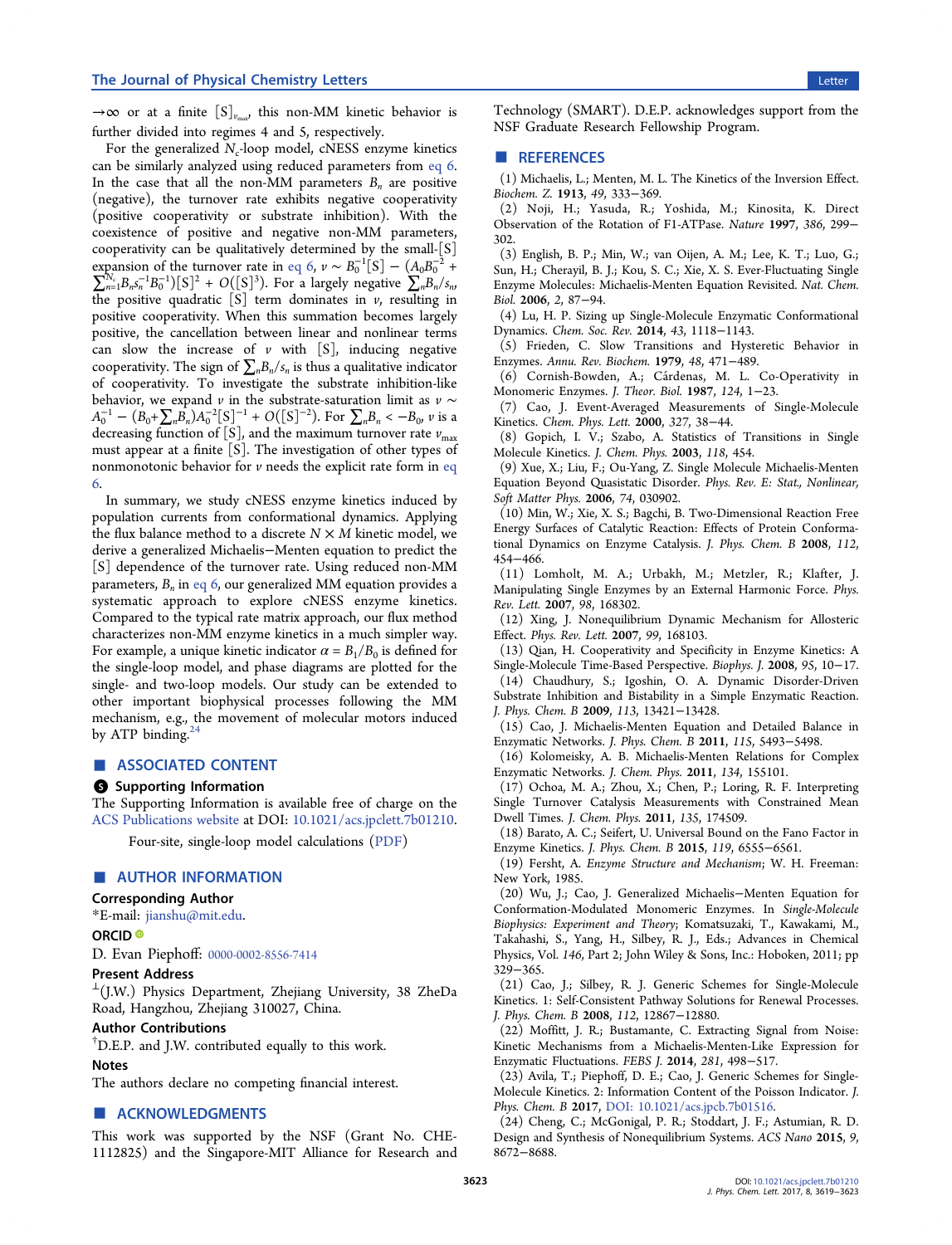$\to\infty$ or at a finite $[S]_{v_{max}}$, this non-MM kinetic behavior is further divided into regimes 4 and 5, respectively.

For the generalized $N_c$-loop model, cNESS enzyme kinetics can be similarly analyzed using reduced parameters from eq 6. In the case that all the non-MM parameters $B_n$ are positive (negative), the turnover rate exhibits negative cooperativity (positive cooperativity or substrate inhibition). With the coexistence of positive and negative non-MM parameters, cooperativity can be qualitatively determined by the small-[S] expansion of the turnover rate in eq 6, $v \sim B_0^{-1}[S] - (A_0B_0^{-2} + \sum_{n=1}^{N_c} B_n s_n^{-1} B_0^{-1})[S]^2 + O([S]^3)$. For a largely negative $\sum_n B_n/s_n$, the positive quadratic [S] term dominates in $v$, resulting in positive cooperativity. When this summation becomes largely positive, the cancellation between linear and nonlinear terms can slow the increase of $v$ with [S], inducing negative cooperativity. The sign of $\sum_n B_n/s_n$ is thus a qualitative indicator of cooperativity. To investigate the substrate inhibition-like behavior, we expand $v$ in the substrate-saturation limit as $v \sim A_0^{-1} - (B_0 + \sum_n B_n)A_0^{-2}[S]^{-1} + O([S]^{-2})$. For $\sum_n B_n < -B_0$, $v$ is a decreasing function of [S], and the maximum turnover rate $v_{max}$ must appear at a finite [S]. The investigation of other types of nonmonotonic behavior for $v$ needs the explicit rate form in eq 6.

In summary, we study cNESS enzyme kinetics induced by population currents from conformational dynamics. Applying the flux balance method to a discrete $N \times M$ kinetic model, we derive a generalized Michaelis–Menten equation to predict the [S] dependence of the turnover rate. Using reduced non-MM parameters, $B_n$ in eq 6, our generalized MM equation provides a systematic approach to explore cNESS enzyme kinetics. Compared to the typical rate matrix approach, our flux method characterizes non-MM enzyme kinetics in a much simpler way. For example, a unique kinetic indicator $\alpha = B_1/B_0$ is defined for the single-loop model, and phase diagrams are plotted for the single- and two-loop models. Our study can be extended to other important biophysical processes following the MM mechanism, e.g., the movement of molecular motors induced by ATP binding.[24]

## ■ ASSOCIATED CONTENT

### Supporting Information

The Supporting Information is available free of charge on the ACS Publications website at DOI: 10.1021/acs.jpclett.7b01210.

Four-site, single-loop model calculations (PDF)

## ■ AUTHOR INFORMATION

### Corresponding Author

*E-mail: jianshu@mit.edu.

### ORCID

D. Evan Piephoff: 0000-0002-8556-7414

### Present Address

⊥(J.W.) Physics Department, Zhejiang University, 38 ZheDa Road, Hangzhou, Zhejiang 310027, China.

### Author Contributions

†D.E.P. and J.W. contributed equally to this work.

### Notes

The authors declare no competing financial interest.

## ■ ACKNOWLEDGMENTS

This work was supported by the NSF (Grant No. CHE-1112825) and the Singapore-MIT Alliance for Research and Technology (SMART). D.E.P. acknowledges support from the NSF Graduate Research Fellowship Program.

## ■ REFERENCES

(1) Michaelis, L.; Menten, M. L. The Kinetics of the Inversion Effect. *Biochem. Z.* **1913**, *49*, 333−369.

(2) Noji, H.; Yasuda, R.; Yoshida, M.; Kinosita, K. Direct Observation of the Rotation of F1-ATPase. *Nature* **1997**, *386*, 299−302.

(3) English, B. P.; Min, W.; van Oijen, A. M.; Lee, K. T.; Luo, G.; Sun, H.; Cherayil, B. J.; Kou, S. C.; Xie, X. S. Ever-Fluctuating Single Enzyme Molecules: Michaelis-Menten Equation Revisited. *Nat. Chem. Biol.* **2006**, *2*, 87−94.

(4) Lu, H. P. Sizing up Single-Molecule Enzymatic Conformational Dynamics. *Chem. Soc. Rev.* **2014**, *43*, 1118−1143.

(5) Frieden, C. Slow Transitions and Hysteretic Behavior in Enzymes. *Annu. Rev. Biochem.* **1979**, *48*, 471−489.

(6) Cornish-Bowden, A.; Cárdenas, M. L. Co-Operativity in Monomeric Enzymes. *J. Theor. Biol.* **1987**, *124*, 1−23.

(7) Cao, J. Event-Averaged Measurements of Single-Molecule Kinetics. *Chem. Phys. Lett.* **2000**, *327*, 38−44.

(8) Gopich, I. V.; Szabo, A. Statistics of Transitions in Single Molecule Kinetics. *J. Chem. Phys.* **2003**, *118*, 454.

(9) Xue, X.; Liu, F.; Ou-Yang, Z. Single Molecule Michaelis-Menten Equation Beyond Quasistatic Disorder. *Phys. Rev. E: Stat., Nonlinear, Soft Matter Phys.* **2006**, *74*, 030902.

(10) Min, W.; Xie, X. S.; Bagchi, B. Two-Dimensional Reaction Free Energy Surfaces of Catalytic Reaction: Effects of Protein Conformational Dynamics on Enzyme Catalysis. *J. Phys. Chem. B* **2008**, *112*, 454−466.

(11) Lomholt, M. A.; Urbakh, M.; Metzler, R.; Klafter, J. Manipulating Single Enzymes by an External Harmonic Force. *Phys. Rev. Lett.* **2007**, *98*, 168302.

(12) Xing, J. Nonequilibrium Dynamic Mechanism for Allosteric Effect. *Phys. Rev. Lett.* **2007**, *99*, 168103.

(13) Qian, H. Cooperativity and Specificity in Enzyme Kinetics: A Single-Molecule Time-Based Perspective. *Biophys. J.* **2008**, *95*, 10−17.

(14) Chaudhury, S.; Igoshin, O. A. Dynamic Disorder-Driven Substrate Inhibition and Bistability in a Simple Enzymatic Reaction. *J. Phys. Chem. B* **2009**, *113*, 13421−13428.

(15) Cao, J. Michaelis-Menten Equation and Detailed Balance in Enzymatic Networks. *J. Phys. Chem. B* **2011**, *115*, 5493−5498.

(16) Kolomeisky, A. B. Michaelis-Menten Relations for Complex Enzymatic Networks. *J. Chem. Phys.* **2011**, *134*, 155101.

(17) Ochoa, M. A.; Zhou, X.; Chen, P.; Loring, R. F. Interpreting Single Turnover Catalysis Measurements with Constrained Mean Dwell Times. *J. Chem. Phys.* **2011**, *135*, 174509.

(18) Barato, A. C.; Seifert, U. Universal Bound on the Fano Factor in Enzyme Kinetics. *J. Phys. Chem. B* **2015**, *119*, 6555−6561.

(19) Fersht, A. *Enzyme Structure and Mechanism*; W. H. Freeman: New York, 1985.

(20) Wu, J.; Cao, J. Generalized Michaelis−Menten Equation for Conformation-Modulated Monomeric Enzymes. In *Single-Molecule Biophysics: Experiment and Theory*; Komatsuzaki, T., Kawakami, M., Takahashi, S., Yang, H., Silbey, R. J., Eds.; Advances in Chemical Physics, Vol. *146*, Part 2; John Wiley & Sons, Inc.: Hoboken, 2011; pp 329−365.

(21) Cao, J.; Silbey, R. J. Generic Schemes for Single-Molecule Kinetics. 1: Self-Consistent Pathway Solutions for Renewal Processes. *J. Phys. Chem. B* **2008**, *112*, 12867−12880.

(22) Moffitt, J. R.; Bustamante, C. Extracting Signal from Noise: Kinetic Mechanisms from a Michaelis-Menten-Like Expression for Enzymatic Fluctuations. *FEBS J.* **2014**, *281*, 498−517.

(23) Avila, T.; Piephoff, D. E.; Cao, J. Generic Schemes for Single-Molecule Kinetics. 2: Information Content of the Poisson Indicator. *J. Phys. Chem. B* **2017**, DOI: 10.1021/acs.jpcb.7b01516.

(24) Cheng, C.; McGonigal, P. R.; Stoddart, J. F.; Astumian, R. D. Design and Synthesis of Nonequilibrium Systems. *ACS Nano* **2015**, *9*, 8672−8688.